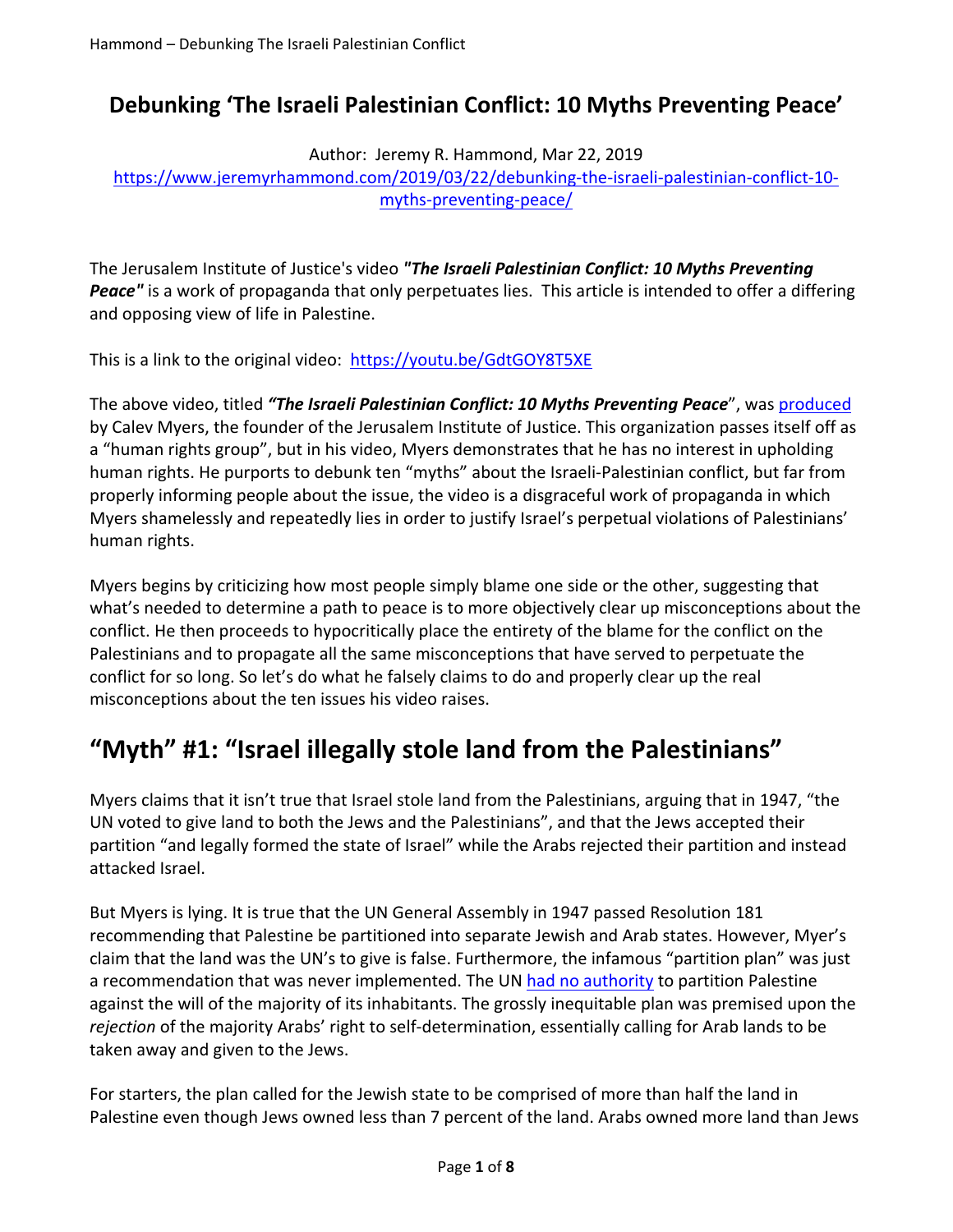# Debunking 'The Israeli Palestinian Conflict: 10 Myths Preventing Peace'

Author: Jeremy R. Hammond, Mar 22, 2019

https://www.jeremyrhammond.com/2019/03/22/debunking-the-israeli-palestinian-conflict-10-myths-preventing-peace/

The Jerusalem Institute of Justice's video ***"The Israeli Palestinian Conflict: 10 Myths Preventing Peace"*** is a work of propaganda that only perpetuates lies. This article is intended to offer a differing and opposing view of life in Palestine.

This is a link to the original video: https://youtu.be/GdtGOY8T5XE

The above video, titled ***"The Israeli Palestinian Conflict: 10 Myths Preventing Peace"***, was produced by Calev Myers, the founder of the Jerusalem Institute of Justice. This organization passes itself off as a "human rights group", but in his video, Myers demonstrates that he has no interest in upholding human rights. He purports to debunk ten "myths" about the Israeli-Palestinian conflict, but far from properly informing people about the issue, the video is a disgraceful work of propaganda in which Myers shamelessly and repeatedly lies in order to justify Israel's perpetual violations of Palestinians' human rights.

Myers begins by criticizing how most people simply blame one side or the other, suggesting that what's needed to determine a path to peace is to more objectively clear up misconceptions about the conflict. He then proceeds to hypocritically place the entirety of the blame for the conflict on the Palestinians and to propagate all the same misconceptions that have served to perpetuate the conflict for so long. So let's do what he falsely claims to do and properly clear up the real misconceptions about the ten issues his video raises.

## "Myth" #1: "Israel illegally stole land from the Palestinians"

Myers claims that it isn't true that Israel stole land from the Palestinians, arguing that in 1947, "the UN voted to give land to both the Jews and the Palestinians", and that the Jews accepted their partition "and legally formed the state of Israel" while the Arabs rejected their partition and instead attacked Israel.

But Myers is lying. It is true that the UN General Assembly in 1947 passed Resolution 181 recommending that Palestine be partitioned into separate Jewish and Arab states. However, Myer's claim that the land was the UN's to give is false. Furthermore, the infamous "partition plan" was just a recommendation that was never implemented. The UN had no authority to partition Palestine against the will of the majority of its inhabitants. The grossly inequitable plan was premised upon the *rejection* of the majority Arabs' right to self-determination, essentially calling for Arab lands to be taken away and given to the Jews.

For starters, the plan called for the Jewish state to be comprised of more than half the land in Palestine even though Jews owned less than 7 percent of the land. Arabs owned more land than Jews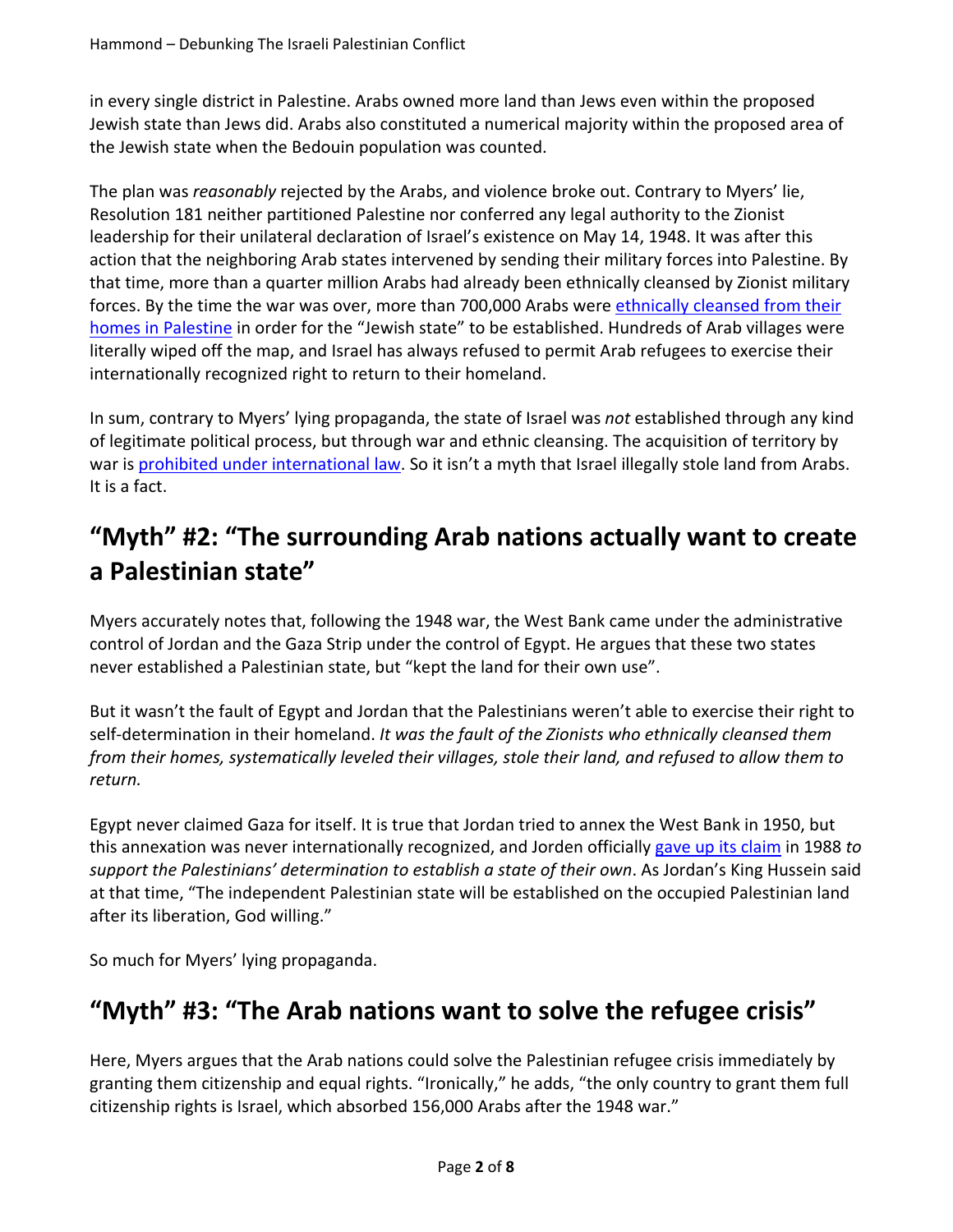in every single district in Palestine. Arabs owned more land than Jews even within the proposed Jewish state than Jews did. Arabs also constituted a numerical majority within the proposed area of the Jewish state when the Bedouin population was counted.

The plan was *reasonably* rejected by the Arabs, and violence broke out. Contrary to Myers' lie, Resolution 181 neither partitioned Palestine nor conferred any legal authority to the Zionist leadership for their unilateral declaration of Israel's existence on May 14, 1948. It was after this action that the neighboring Arab states intervened by sending their military forces into Palestine. By that time, more than a quarter million Arabs had already been ethnically cleansed by Zionist military forces. By the time the war was over, more than 700,000 Arabs were ethnically cleansed from their homes in Palestine in order for the "Jewish state" to be established. Hundreds of Arab villages were literally wiped off the map, and Israel has always refused to permit Arab refugees to exercise their internationally recognized right to return to their homeland.

In sum, contrary to Myers' lying propaganda, the state of Israel was *not* established through any kind of legitimate political process, but through war and ethnic cleansing. The acquisition of territory by war is prohibited under international law. So it isn't a myth that Israel illegally stole land from Arabs. It is a fact.

## "Myth" #2: "The surrounding Arab nations actually want to create a Palestinian state"

Myers accurately notes that, following the 1948 war, the West Bank came under the administrative control of Jordan and the Gaza Strip under the control of Egypt. He argues that these two states never established a Palestinian state, but "kept the land for their own use".

But it wasn't the fault of Egypt and Jordan that the Palestinians weren't able to exercise their right to self-determination in their homeland. *It was the fault of the Zionists who ethnically cleansed them from their homes, systematically leveled their villages, stole their land, and refused to allow them to return.*

Egypt never claimed Gaza for itself. It is true that Jordan tried to annex the West Bank in 1950, but this annexation was never internationally recognized, and Jorden officially gave up its claim in 1988 *to support the Palestinians' determination to establish a state of their own*. As Jordan's King Hussein said at that time, "The independent Palestinian state will be established on the occupied Palestinian land after its liberation, God willing."

So much for Myers' lying propaganda.

## "Myth" #3: "The Arab nations want to solve the refugee crisis"

Here, Myers argues that the Arab nations could solve the Palestinian refugee crisis immediately by granting them citizenship and equal rights. "Ironically," he adds, "the only country to grant them full citizenship rights is Israel, which absorbed 156,000 Arabs after the 1948 war."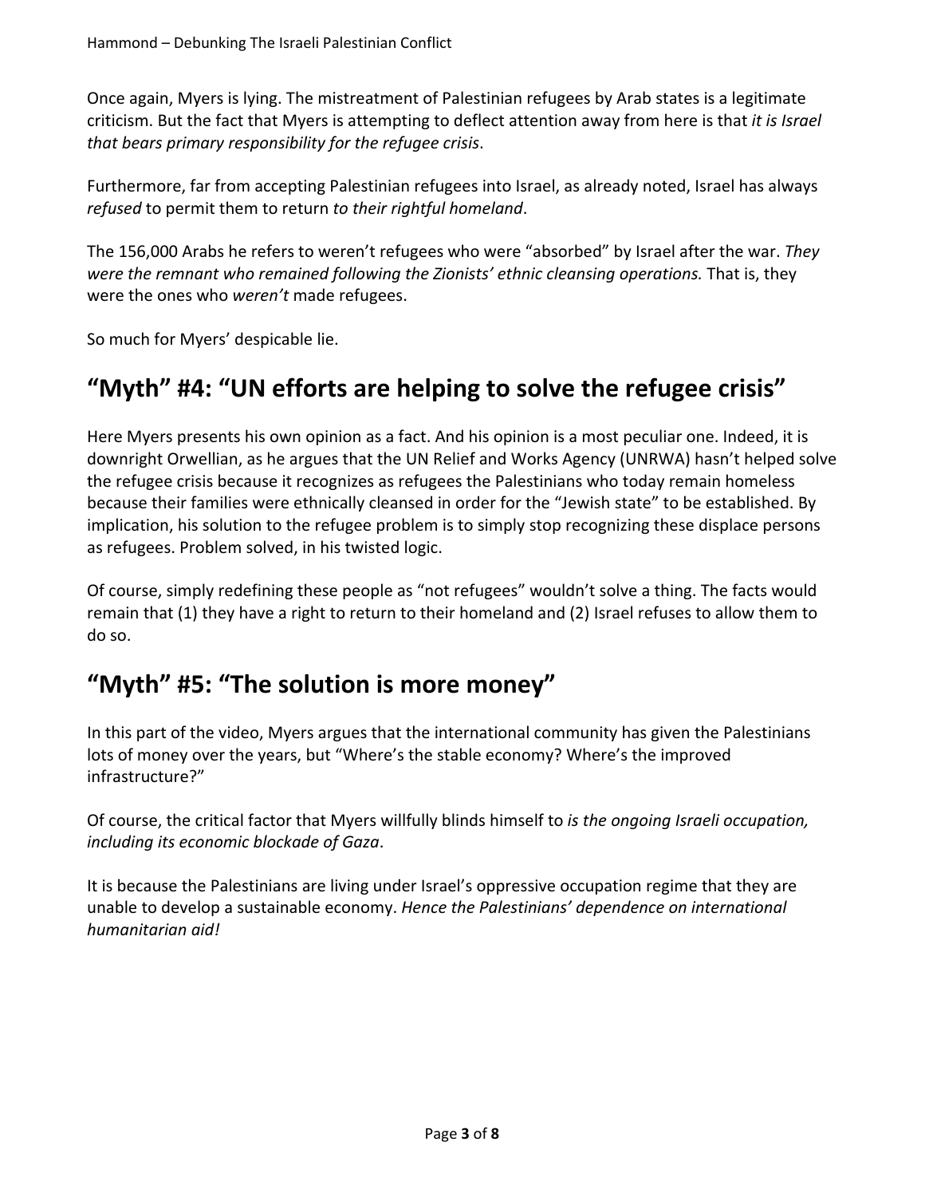Once again, Myers is lying. The mistreatment of Palestinian refugees by Arab states is a legitimate criticism. But the fact that Myers is attempting to deflect attention away from here is that *it is Israel that bears primary responsibility for the refugee crisis*.

Furthermore, far from accepting Palestinian refugees into Israel, as already noted, Israel has always *refused* to permit them to return *to their rightful homeland*.

The 156,000 Arabs he refers to weren't refugees who were "absorbed" by Israel after the war. *They were the remnant who remained following the Zionists' ethnic cleansing operations.* That is, they were the ones who *weren't* made refugees.

So much for Myers' despicable lie.

## "Myth" #4: "UN efforts are helping to solve the refugee crisis"

Here Myers presents his own opinion as a fact. And his opinion is a most peculiar one. Indeed, it is downright Orwellian, as he argues that the UN Relief and Works Agency (UNRWA) hasn't helped solve the refugee crisis because it recognizes as refugees the Palestinians who today remain homeless because their families were ethnically cleansed in order for the "Jewish state" to be established. By implication, his solution to the refugee problem is to simply stop recognizing these displace persons as refugees. Problem solved, in his twisted logic.

Of course, simply redefining these people as "not refugees" wouldn't solve a thing. The facts would remain that (1) they have a right to return to their homeland and (2) Israel refuses to allow them to do so.

## "Myth" #5: "The solution is more money"

In this part of the video, Myers argues that the international community has given the Palestinians lots of money over the years, but "Where's the stable economy? Where's the improved infrastructure?"

Of course, the critical factor that Myers willfully blinds himself to *is the ongoing Israeli occupation, including its economic blockade of Gaza*.

It is because the Palestinians are living under Israel's oppressive occupation regime that they are unable to develop a sustainable economy. *Hence the Palestinians' dependence on international humanitarian aid!*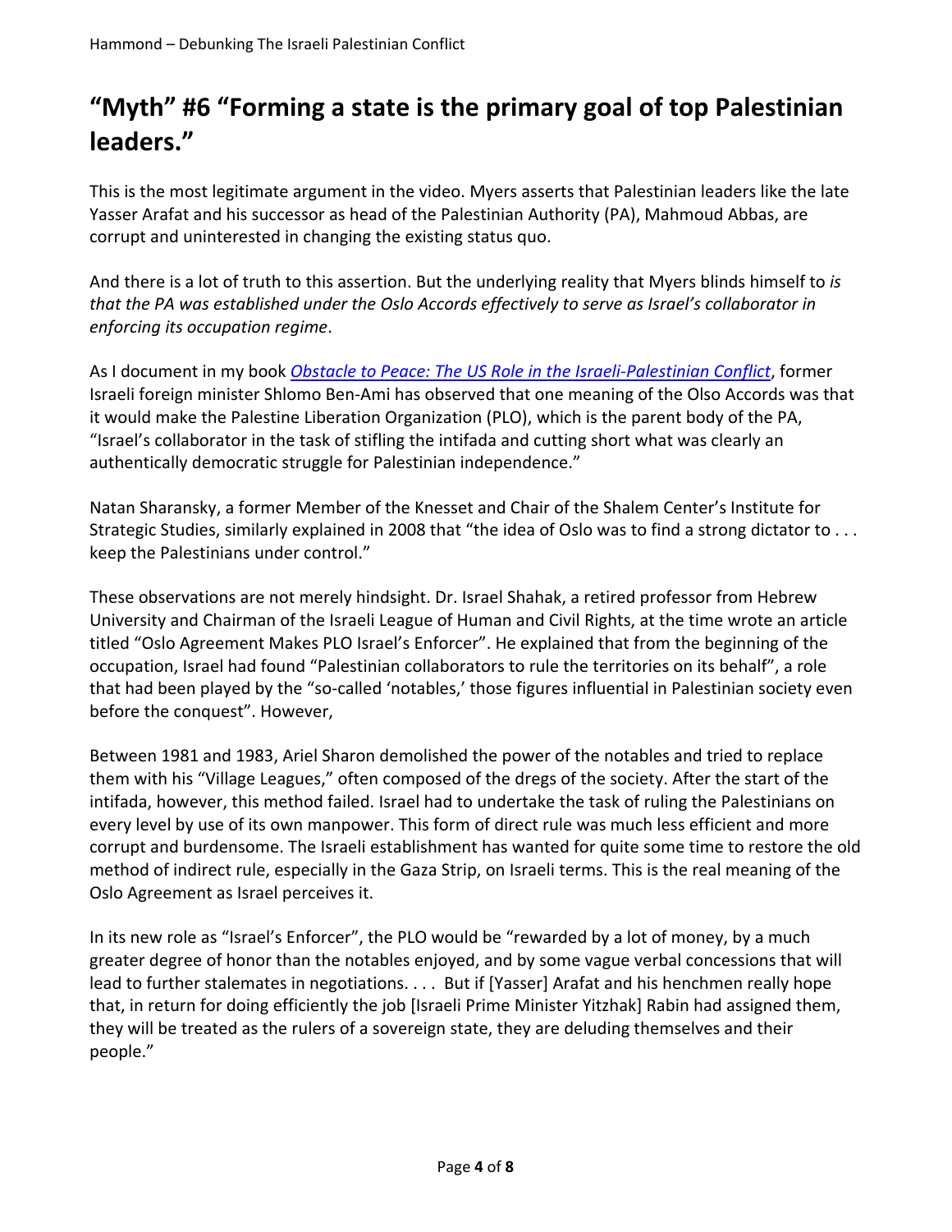# "Myth" #6 "Forming a state is the primary goal of top Palestinian leaders."

This is the most legitimate argument in the video. Myers asserts that Palestinian leaders like the late Yasser Arafat and his successor as head of the Palestinian Authority (PA), Mahmoud Abbas, are corrupt and uninterested in changing the existing status quo.

And there is a lot of truth to this assertion. But the underlying reality that Myers blinds himself to *is that the PA was established under the Oslo Accords effectively to serve as Israel's collaborator in enforcing its occupation regime*.

As I document in my book [*Obstacle to Peace: The US Role in the Israeli-Palestinian Conflict*](), former Israeli foreign minister Shlomo Ben-Ami has observed that one meaning of the Olso Accords was that it would make the Palestine Liberation Organization (PLO), which is the parent body of the PA, "Israel's collaborator in the task of stifling the intifada and cutting short what was clearly an authentically democratic struggle for Palestinian independence."

Natan Sharansky, a former Member of the Knesset and Chair of the Shalem Center's Institute for Strategic Studies, similarly explained in 2008 that "the idea of Oslo was to find a strong dictator to . . . keep the Palestinians under control."

These observations are not merely hindsight. Dr. Israel Shahak, a retired professor from Hebrew University and Chairman of the Israeli League of Human and Civil Rights, at the time wrote an article titled "Oslo Agreement Makes PLO Israel's Enforcer". He explained that from the beginning of the occupation, Israel had found "Palestinian collaborators to rule the territories on its behalf", a role that had been played by the "so-called 'notables,' those figures influential in Palestinian society even before the conquest". However,

Between 1981 and 1983, Ariel Sharon demolished the power of the notables and tried to replace them with his "Village Leagues," often composed of the dregs of the society. After the start of the intifada, however, this method failed. Israel had to undertake the task of ruling the Palestinians on every level by use of its own manpower. This form of direct rule was much less efficient and more corrupt and burdensome. The Israeli establishment has wanted for quite some time to restore the old method of indirect rule, especially in the Gaza Strip, on Israeli terms. This is the real meaning of the Oslo Agreement as Israel perceives it.

In its new role as "Israel's Enforcer", the PLO would be "rewarded by a lot of money, by a much greater degree of honor than the notables enjoyed, and by some vague verbal concessions that will lead to further stalemates in negotiations. . . . But if [Yasser] Arafat and his henchmen really hope that, in return for doing efficiently the job [Israeli Prime Minister Yitzhak] Rabin had assigned them, they will be treated as the rulers of a sovereign state, they are deluding themselves and their people."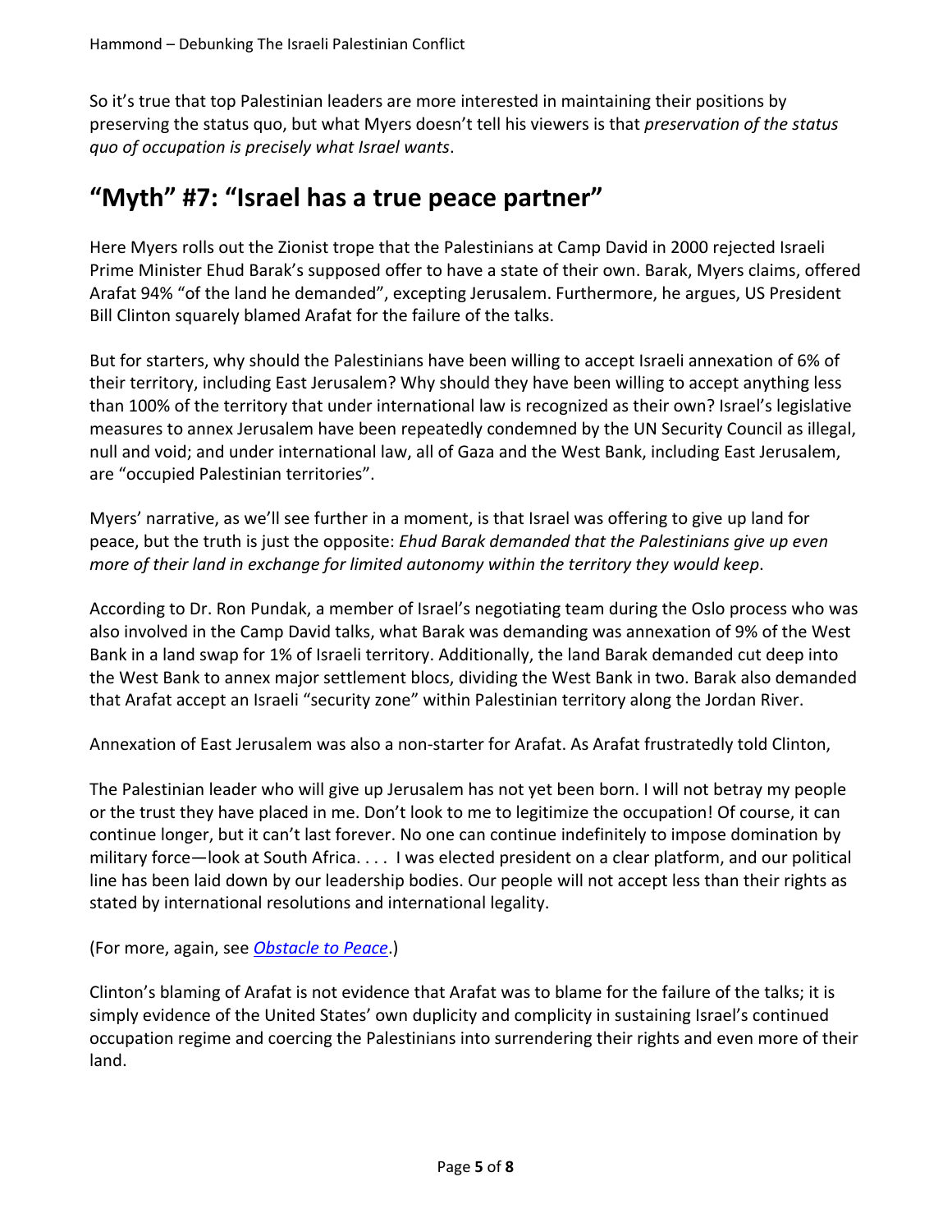So it's true that top Palestinian leaders are more interested in maintaining their positions by preserving the status quo, but what Myers doesn't tell his viewers is that *preservation of the status quo of occupation is precisely what Israel wants*.

## "Myth" #7: "Israel has a true peace partner"

Here Myers rolls out the Zionist trope that the Palestinians at Camp David in 2000 rejected Israeli Prime Minister Ehud Barak's supposed offer to have a state of their own. Barak, Myers claims, offered Arafat 94% "of the land he demanded", excepting Jerusalem. Furthermore, he argues, US President Bill Clinton squarely blamed Arafat for the failure of the talks.

But for starters, why should the Palestinians have been willing to accept Israeli annexation of 6% of their territory, including East Jerusalem? Why should they have been willing to accept anything less than 100% of the territory that under international law is recognized as their own? Israel's legislative measures to annex Jerusalem have been repeatedly condemned by the UN Security Council as illegal, null and void; and under international law, all of Gaza and the West Bank, including East Jerusalem, are "occupied Palestinian territories".

Myers' narrative, as we'll see further in a moment, is that Israel was offering to give up land for peace, but the truth is just the opposite: *Ehud Barak demanded that the Palestinians give up even more of their land in exchange for limited autonomy within the territory they would keep*.

According to Dr. Ron Pundak, a member of Israel's negotiating team during the Oslo process who was also involved in the Camp David talks, what Barak was demanding was annexation of 9% of the West Bank in a land swap for 1% of Israeli territory. Additionally, the land Barak demanded cut deep into the West Bank to annex major settlement blocs, dividing the West Bank in two. Barak also demanded that Arafat accept an Israeli "security zone" within Palestinian territory along the Jordan River.

Annexation of East Jerusalem was also a non-starter for Arafat. As Arafat frustratedly told Clinton,

> The Palestinian leader who will give up Jerusalem has not yet been born. I will not betray my people or the trust they have placed in me. Don't look to me to legitimize the occupation! Of course, it can continue longer, but it can't last forever. No one can continue indefinitely to impose domination by military force—look at South Africa. . . . I was elected president on a clear platform, and our political line has been laid down by our leadership bodies. Our people will not accept less than their rights as stated by international resolutions and international legality.

(For more, again, see *Obstacle to Peace*.)

Clinton's blaming of Arafat is not evidence that Arafat was to blame for the failure of the talks; it is simply evidence of the United States' own duplicity and complicity in sustaining Israel's continued occupation regime and coercing the Palestinians into surrendering their rights and even more of their land.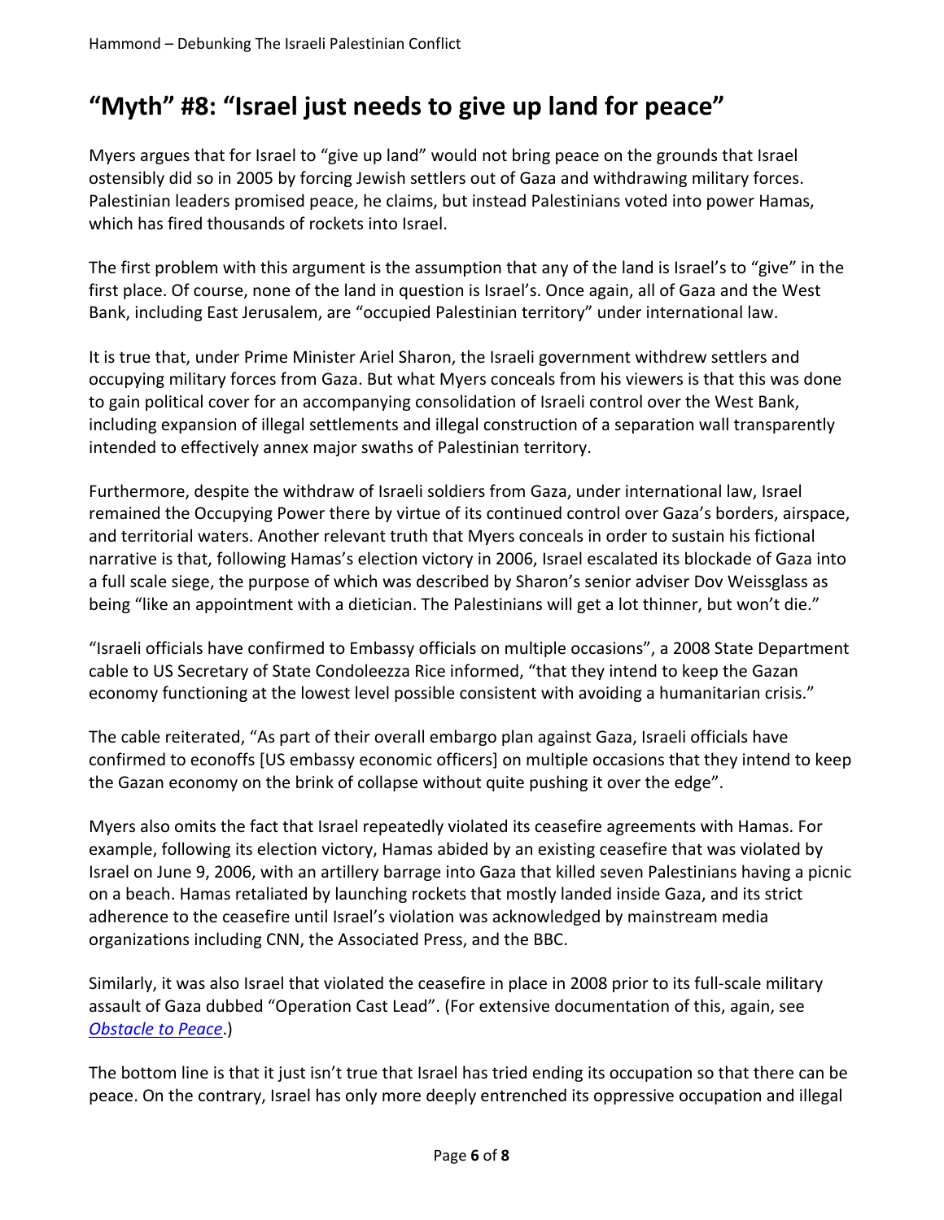## "Myth" #8: "Israel just needs to give up land for peace"

Myers argues that for Israel to "give up land" would not bring peace on the grounds that Israel ostensibly did so in 2005 by forcing Jewish settlers out of Gaza and withdrawing military forces. Palestinian leaders promised peace, he claims, but instead Palestinians voted into power Hamas, which has fired thousands of rockets into Israel.

The first problem with this argument is the assumption that any of the land is Israel's to "give" in the first place. Of course, none of the land in question is Israel's. Once again, all of Gaza and the West Bank, including East Jerusalem, are "occupied Palestinian territory" under international law.

It is true that, under Prime Minister Ariel Sharon, the Israeli government withdrew settlers and occupying military forces from Gaza. But what Myers conceals from his viewers is that this was done to gain political cover for an accompanying consolidation of Israeli control over the West Bank, including expansion of illegal settlements and illegal construction of a separation wall transparently intended to effectively annex major swaths of Palestinian territory.

Furthermore, despite the withdraw of Israeli soldiers from Gaza, under international law, Israel remained the Occupying Power there by virtue of its continued control over Gaza's borders, airspace, and territorial waters. Another relevant truth that Myers conceals in order to sustain his fictional narrative is that, following Hamas's election victory in 2006, Israel escalated its blockade of Gaza into a full scale siege, the purpose of which was described by Sharon's senior adviser Dov Weissglass as being "like an appointment with a dietician. The Palestinians will get a lot thinner, but won't die."

"Israeli officials have confirmed to Embassy officials on multiple occasions", a 2008 State Department cable to US Secretary of State Condoleezza Rice informed, "that they intend to keep the Gazan economy functioning at the lowest level possible consistent with avoiding a humanitarian crisis."

The cable reiterated, "As part of their overall embargo plan against Gaza, Israeli officials have confirmed to econoffs [US embassy economic officers] on multiple occasions that they intend to keep the Gazan economy on the brink of collapse without quite pushing it over the edge".

Myers also omits the fact that Israel repeatedly violated its ceasefire agreements with Hamas. For example, following its election victory, Hamas abided by an existing ceasefire that was violated by Israel on June 9, 2006, with an artillery barrage into Gaza that killed seven Palestinians having a picnic on a beach. Hamas retaliated by launching rockets that mostly landed inside Gaza, and its strict adherence to the ceasefire until Israel's violation was acknowledged by mainstream media organizations including CNN, the Associated Press, and the BBC.

Similarly, it was also Israel that violated the ceasefire in place in 2008 prior to its full-scale military assault of Gaza dubbed "Operation Cast Lead". (For extensive documentation of this, again, see *Obstacle to Peace*.)

The bottom line is that it just isn't true that Israel has tried ending its occupation so that there can be peace. On the contrary, Israel has only more deeply entrenched its oppressive occupation and illegal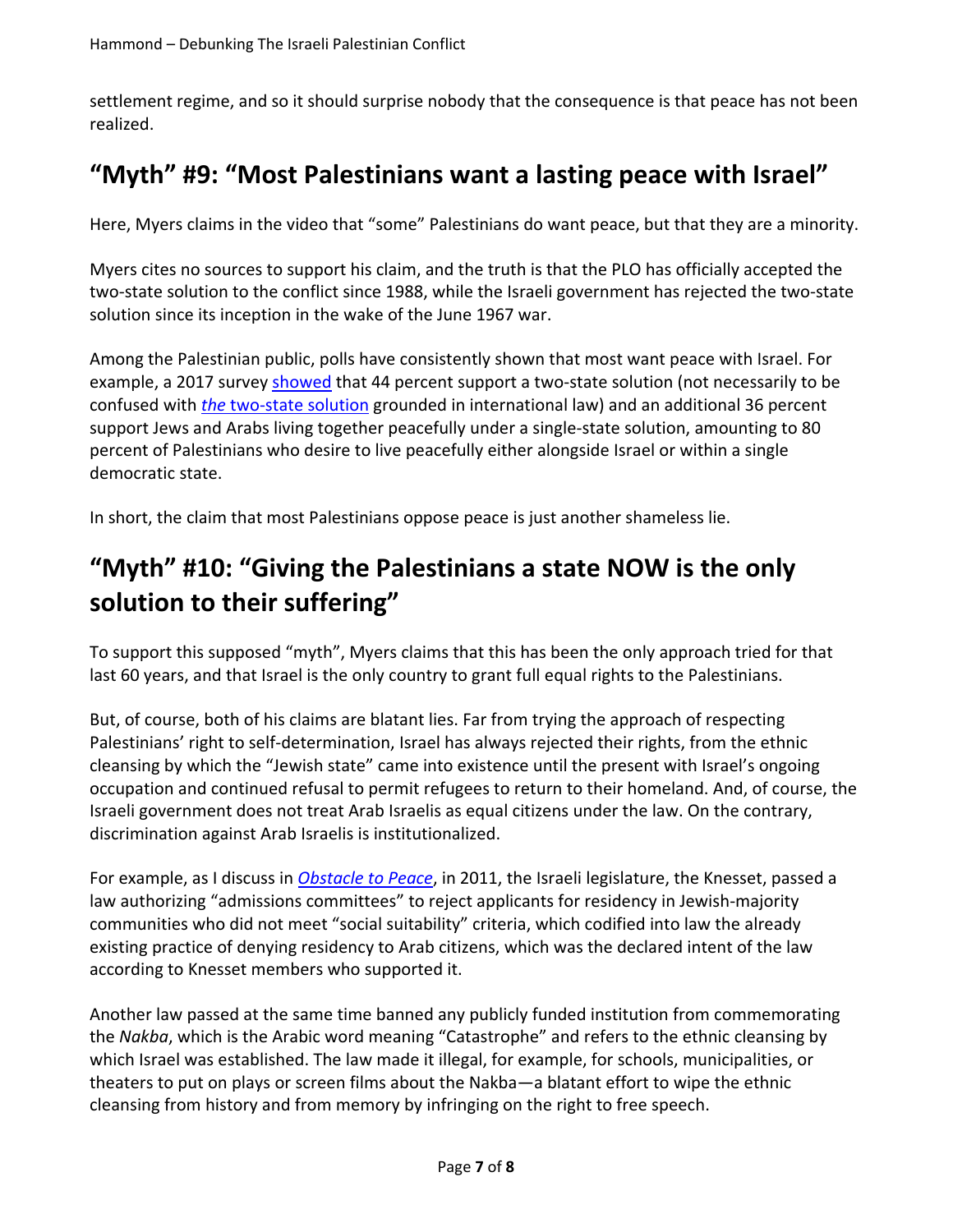settlement regime, and so it should surprise nobody that the consequence is that peace has not been realized.

## "Myth" #9: "Most Palestinians want a lasting peace with Israel"

Here, Myers claims in the video that "some" Palestinians do want peace, but that they are a minority.

Myers cites no sources to support his claim, and the truth is that the PLO has officially accepted the two-state solution to the conflict since 1988, while the Israeli government has rejected the two-state solution since its inception in the wake of the June 1967 war.

Among the Palestinian public, polls have consistently shown that most want peace with Israel. For example, a 2017 survey showed that 44 percent support a two-state solution (not necessarily to be confused with *the* two-state solution grounded in international law) and an additional 36 percent support Jews and Arabs living together peacefully under a single-state solution, amounting to 80 percent of Palestinians who desire to live peacefully either alongside Israel or within a single democratic state.

In short, the claim that most Palestinians oppose peace is just another shameless lie.

## "Myth" #10: "Giving the Palestinians a state NOW is the only solution to their suffering"

To support this supposed "myth", Myers claims that this has been the only approach tried for that last 60 years, and that Israel is the only country to grant full equal rights to the Palestinians.

But, of course, both of his claims are blatant lies. Far from trying the approach of respecting Palestinians' right to self-determination, Israel has always rejected their rights, from the ethnic cleansing by which the "Jewish state" came into existence until the present with Israel's ongoing occupation and continued refusal to permit refugees to return to their homeland. And, of course, the Israeli government does not treat Arab Israelis as equal citizens under the law. On the contrary, discrimination against Arab Israelis is institutionalized.

For example, as I discuss in *Obstacle to Peace*, in 2011, the Israeli legislature, the Knesset, passed a law authorizing "admissions committees" to reject applicants for residency in Jewish-majority communities who did not meet "social suitability" criteria, which codified into law the already existing practice of denying residency to Arab citizens, which was the declared intent of the law according to Knesset members who supported it.

Another law passed at the same time banned any publicly funded institution from commemorating the *Nakba*, which is the Arabic word meaning "Catastrophe" and refers to the ethnic cleansing by which Israel was established. The law made it illegal, for example, for schools, municipalities, or theaters to put on plays or screen films about the Nakba—a blatant effort to wipe the ethnic cleansing from history and from memory by infringing on the right to free speech.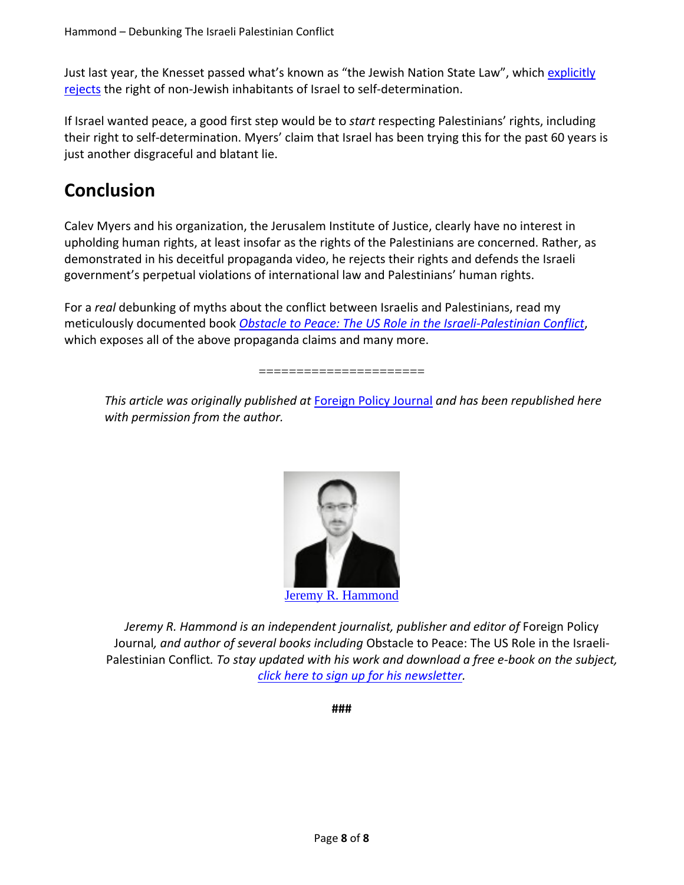Just last year, the Knesset passed what's known as "the Jewish Nation State Law", which explicitly rejects the right of non-Jewish inhabitants of Israel to self-determination.

If Israel wanted peace, a good first step would be to *start* respecting Palestinians' rights, including their right to self-determination. Myers' claim that Israel has been trying this for the past 60 years is just another disgraceful and blatant lie.

## Conclusion

Calev Myers and his organization, the Jerusalem Institute of Justice, clearly have no interest in upholding human rights, at least insofar as the rights of the Palestinians are concerned. Rather, as demonstrated in his deceitful propaganda video, he rejects their rights and defends the Israeli government's perpetual violations of international law and Palestinians' human rights.

For a *real* debunking of myths about the conflict between Israelis and Palestinians, read my meticulously documented book *Obstacle to Peace: The US Role in the Israeli-Palestinian Conflict*, which exposes all of the above propaganda claims and many more.

======================

*This article was originally published at* Foreign Policy Journal *and has been republished here with permission from the author.*

Jeremy R. Hammond

*Jeremy R. Hammond is an independent journalist, publisher and editor of* Foreign Policy Journal*, and author of several books including* Obstacle to Peace: The US Role in the Israeli-Palestinian Conflict*. To stay updated with his work and download a free e-book on the subject, click here to sign up for his newsletter.*

###